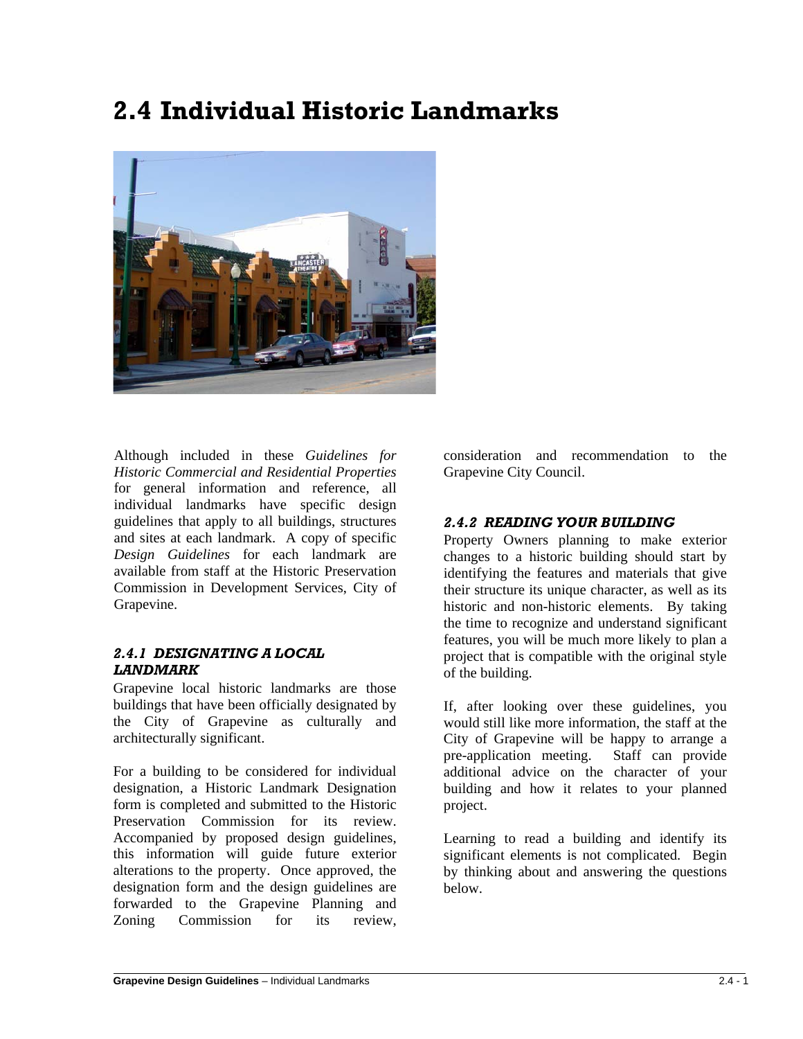# 2.4 Individual Historic Landmarks

Although included in these *Guidelines for Historic Commercial and Residential Properties* for general information and reference, all individual landmarks have specific design guidelines that apply to all buildings, structures and sites at each landmark. A copy of specific *Design Guidelines* for each landmark are available from staff at the Historic Preservation Commission in Development Services, City of Grapevine.

### *2.4.1 DESIGNATING A LOCAL LANDMARK*

Grapevine local historic landmarks are those buildings that have been officially designated by the City of Grapevine as culturally and architecturally significant.

For a building to be considered for individual designation, a Historic Landmark Designation form is completed and submitted to the Historic Preservation Commission for its review. Accompanied by proposed design guidelines, this information will guide future exterior alterations to the property. Once approved, the designation form and the design guidelines are forwarded to the Grapevine Planning and Zoning Commission for its review, consideration and recommendation to the Grapevine City Council.

### *2.4.2 READING YOUR BUILDING*

Property Owners planning to make exterior changes to a historic building should start by identifying the features and materials that give their structure its unique character, as well as its historic and non-historic elements. By taking the time to recognize and understand significant features, you will be much more likely to plan a project that is compatible with the original style of the building.

If, after looking over these guidelines, you would still like more information, the staff at the City of Grapevine will be happy to arrange a pre-application meeting. Staff can provide additional advice on the character of your building and how it relates to your planned project.

Learning to read a building and identify its significant elements is not complicated. Begin by thinking about and answering the questions below.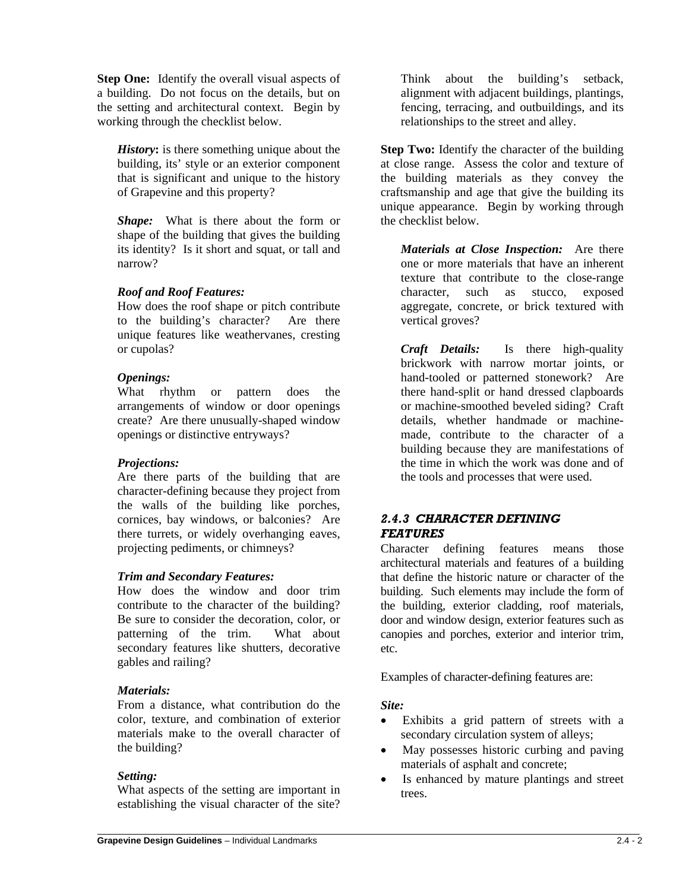**Step One:** Identify the overall visual aspects of a building. Do not focus on the details, but on the setting and architectural context. Begin by working through the checklist below.

> ***History*:** is there something unique about the building, its' style or an exterior component that is significant and unique to the history of Grapevine and this property?
>
> ***Shape:*** What is there about the form or shape of the building that gives the building its identity? Is it short and squat, or tall and narrow?
>
> ***Roof and Roof Features:***
> How does the roof shape or pitch contribute to the building's character? Are there unique features like weathervanes, cresting or cupolas?
>
> ***Openings:***
> What rhythm or pattern does the arrangements of window or door openings create? Are there unusually-shaped window openings or distinctive entryways?
>
> ***Projections:***
> Are there parts of the building that are character-defining because they project from the walls of the building like porches, cornices, bay windows, or balconies? Are there turrets, or widely overhanging eaves, projecting pediments, or chimneys?
>
> ***Trim and Secondary Features:***
> How does the window and door trim contribute to the character of the building? Be sure to consider the decoration, color, or patterning of the trim. What about secondary features like shutters, decorative gables and railing?
>
> ***Materials:***
> From a distance, what contribution do the color, texture, and combination of exterior materials make to the overall character of the building?
>
> ***Setting:***
> What aspects of the setting are important in establishing the visual character of the site? Think about the building's setback, alignment with adjacent buildings, plantings, fencing, terracing, and outbuildings, and its relationships to the street and alley.

**Step Two:** Identify the character of the building at close range. Assess the color and texture of the building materials as they convey the craftsmanship and age that give the building its unique appearance. Begin by working through the checklist below.

> ***Materials at Close Inspection:*** Are there one or more materials that have an inherent texture that contribute to the close-range character, such as stucco, exposed aggregate, concrete, or brick textured with vertical groves?
>
> ***Craft Details:*** Is there high-quality brickwork with narrow mortar joints, or hand-tooled or patterned stonework? Are there hand-split or hand dressed clapboards or machine-smoothed beveled siding? Craft details, whether handmade or machine-made, contribute to the character of a building because they are manifestations of the time in which the work was done and of the tools and processes that were used.

### *2.4.3 CHARACTER DEFINING FEATURES*

Character defining features means those architectural materials and features of a building that define the historic nature or character of the building. Such elements may include the form of the building, exterior cladding, roof materials, door and window design, exterior features such as canopies and porches, exterior and interior trim, etc.

Examples of character-defining features are:

***Site:***

- Exhibits a grid pattern of streets with a secondary circulation system of alleys;
- May possesses historic curbing and paving materials of asphalt and concrete;
- Is enhanced by mature plantings and street trees.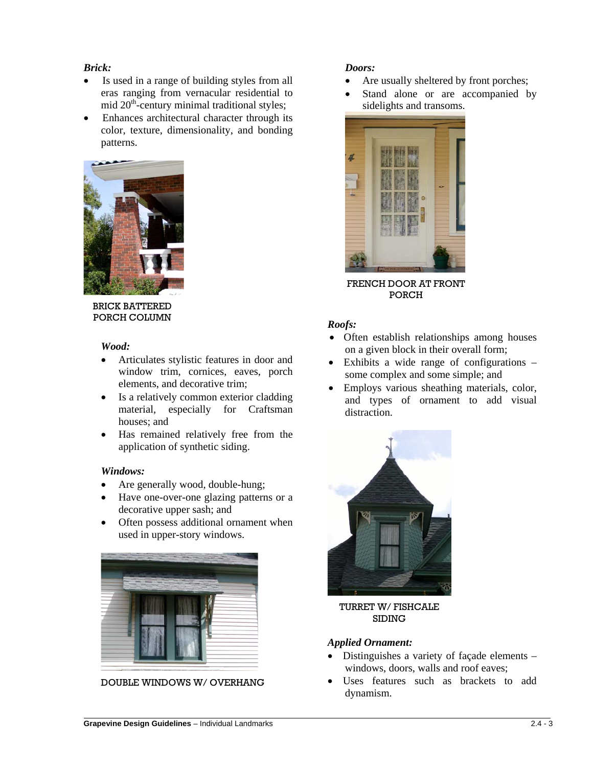*Brick:*

- Is used in a range of building styles from all eras ranging from vernacular residential to mid 20th-century minimal traditional styles;
- Enhances architectural character through its color, texture, dimensionality, and bonding patterns.

BRICK BATTERED PORCH COLUMN

*Wood:*

- Articulates stylistic features in door and window trim, cornices, eaves, porch elements, and decorative trim;
- Is a relatively common exterior cladding material, especially for Craftsman houses; and
- Has remained relatively free from the application of synthetic siding.

*Windows:*

- Are generally wood, double-hung;
- Have one-over-one glazing patterns or a decorative upper sash; and
- Often possess additional ornament when used in upper-story windows.

DOUBLE WINDOWS W/ OVERHANG

*Doors:*

- Are usually sheltered by front porches;
- Stand alone or are accompanied by sidelights and transoms.

FRENCH DOOR AT FRONT PORCH

*Roofs:*

- Often establish relationships among houses on a given block in their overall form;
- Exhibits a wide range of configurations – some complex and some simple; and
- Employs various sheathing materials, color, and types of ornament to add visual distraction.

TURRET W/ FISHCALE SIDING

*Applied Ornament:*

- Distinguishes a variety of façade elements – windows, doors, walls and roof eaves;
- Uses features such as brackets to add dynamism.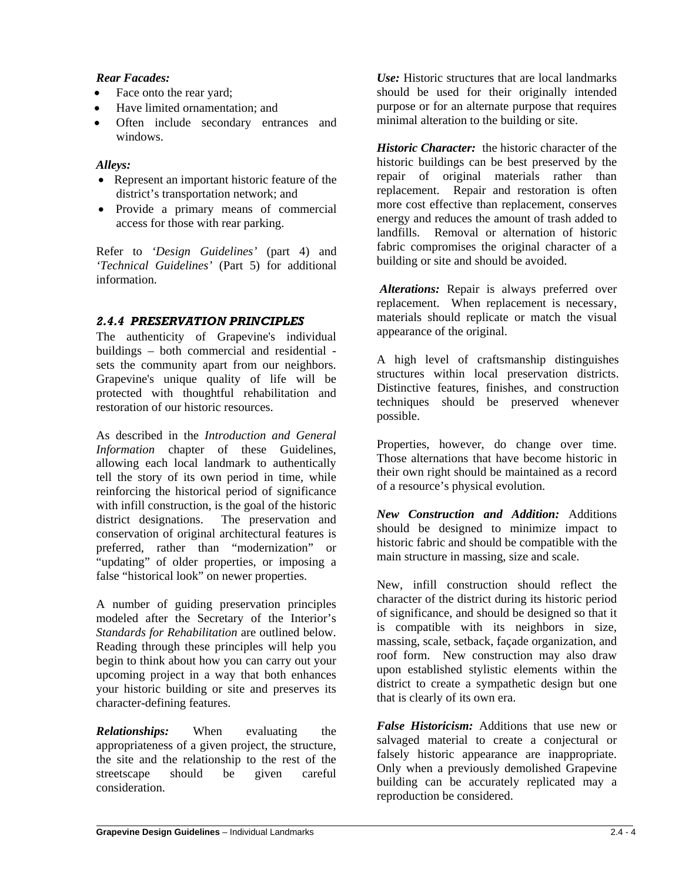*Rear Facades:*

- Face onto the rear yard;
- Have limited ornamentation; and
- Often include secondary entrances and windows.

*Alleys:*

- Represent an important historic feature of the district's transportation network; and
- Provide a primary means of commercial access for those with rear parking.

Refer to *'Design Guidelines'* (part 4) and *'Technical Guidelines'* (Part 5) for additional information.

### *2.4.4 PRESERVATION PRINCIPLES*

The authenticity of Grapevine's individual buildings – both commercial and residential - sets the community apart from our neighbors. Grapevine's unique quality of life will be protected with thoughtful rehabilitation and restoration of our historic resources.

As described in the *Introduction and General Information* chapter of these Guidelines, allowing each local landmark to authentically tell the story of its own period in time, while reinforcing the historical period of significance with infill construction, is the goal of the historic district designations. The preservation and conservation of original architectural features is preferred, rather than "modernization" or "updating" of older properties, or imposing a false "historical look" on newer properties.

A number of guiding preservation principles modeled after the Secretary of the Interior's *Standards for Rehabilitation* are outlined below. Reading through these principles will help you begin to think about how you can carry out your upcoming project in a way that both enhances your historic building or site and preserves its character-defining features.

***Relationships:*** When evaluating the appropriateness of a given project, the structure, the site and the relationship to the rest of the streetscape should be given careful consideration.

***Use:*** Historic structures that are local landmarks should be used for their originally intended purpose or for an alternate purpose that requires minimal alteration to the building or site.

***Historic Character:*** the historic character of the historic buildings can be best preserved by the repair of original materials rather than replacement. Repair and restoration is often more cost effective than replacement, conserves energy and reduces the amount of trash added to landfills. Removal or alternation of historic fabric compromises the original character of a building or site and should be avoided.

***Alterations:*** Repair is always preferred over replacement. When replacement is necessary, materials should replicate or match the visual appearance of the original.

A high level of craftsmanship distinguishes structures within local preservation districts. Distinctive features, finishes, and construction techniques should be preserved whenever possible.

Properties, however, do change over time. Those alternations that have become historic in their own right should be maintained as a record of a resource's physical evolution.

***New Construction and Addition:*** Additions should be designed to minimize impact to historic fabric and should be compatible with the main structure in massing, size and scale.

New, infill construction should reflect the character of the district during its historic period of significance, and should be designed so that it is compatible with its neighbors in size, massing, scale, setback, façade organization, and roof form. New construction may also draw upon established stylistic elements within the district to create a sympathetic design but one that is clearly of its own era.

***False Historicism:*** Additions that use new or salvaged material to create a conjectural or falsely historic appearance are inappropriate. Only when a previously demolished Grapevine building can be accurately replicated may a reproduction be considered.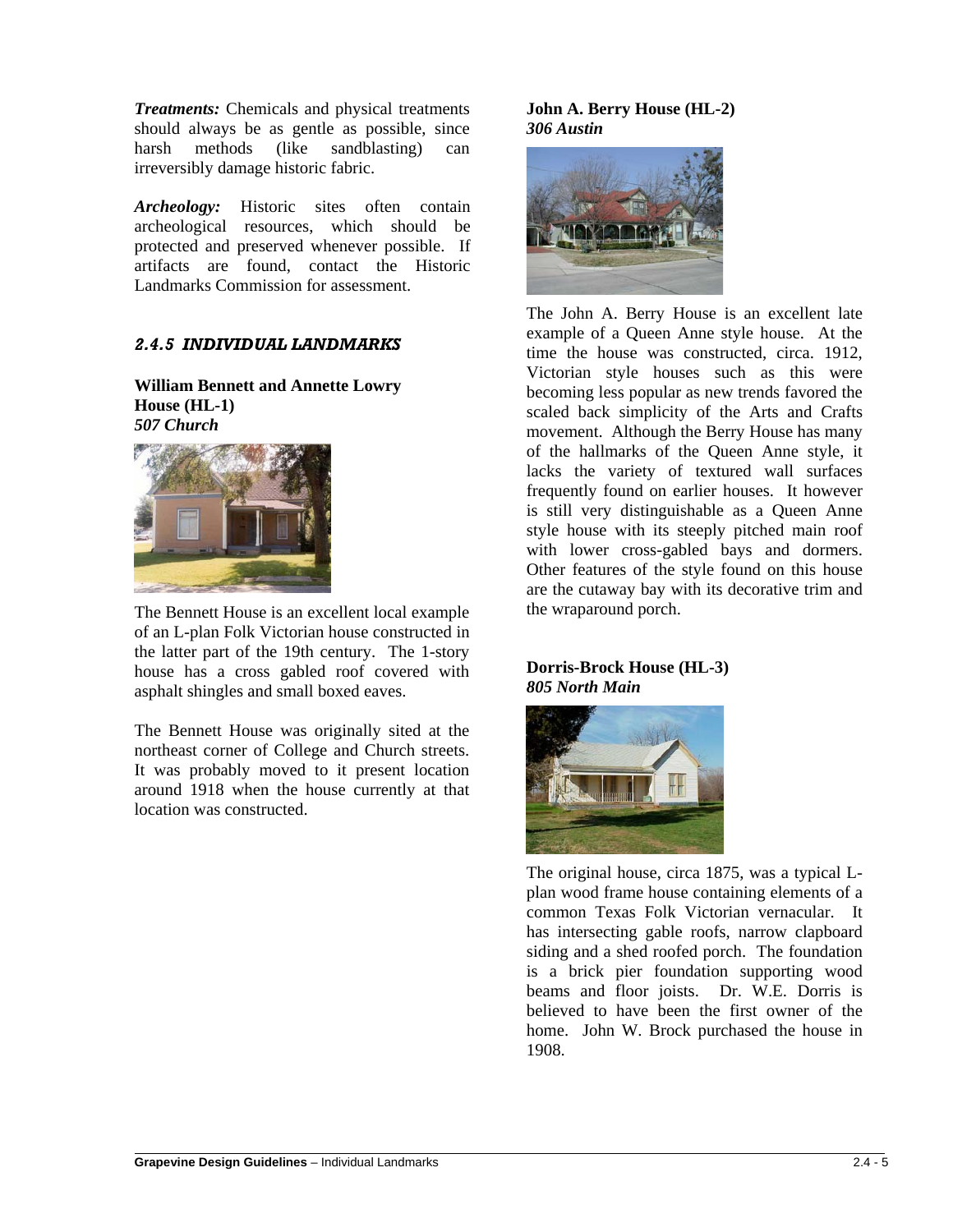***Treatments:*** Chemicals and physical treatments should always be as gentle as possible, since harsh methods (like sandblasting) can irreversibly damage historic fabric.

***Archeology:*** Historic sites often contain archeological resources, which should be protected and preserved whenever possible. If artifacts are found, contact the Historic Landmarks Commission for assessment.

### *2.4.5 INDIVIDUAL LANDMARKS*

**William Bennett and Annette Lowry House (HL-1)**
***507 Church***

The Bennett House is an excellent local example of an L-plan Folk Victorian house constructed in the latter part of the 19th century. The 1-story house has a cross gabled roof covered with asphalt shingles and small boxed eaves.

The Bennett House was originally sited at the northeast corner of College and Church streets. It was probably moved to it present location around 1918 when the house currently at that location was constructed.

**John A. Berry House (HL-2)**
***306 Austin***

The John A. Berry House is an excellent late example of a Queen Anne style house. At the time the house was constructed, circa. 1912, Victorian style houses such as this were becoming less popular as new trends favored the scaled back simplicity of the Arts and Crafts movement. Although the Berry House has many of the hallmarks of the Queen Anne style, it lacks the variety of textured wall surfaces frequently found on earlier houses. It however is still very distinguishable as a Queen Anne style house with its steeply pitched main roof with lower cross-gabled bays and dormers. Other features of the style found on this house are the cutaway bay with its decorative trim and the wraparound porch.

**Dorris-Brock House (HL-3)**
***805 North Main***

The original house, circa 1875, was a typical L-plan wood frame house containing elements of a common Texas Folk Victorian vernacular. It has intersecting gable roofs, narrow clapboard siding and a shed roofed porch. The foundation is a brick pier foundation supporting wood beams and floor joists. Dr. W.E. Dorris is believed to have been the first owner of the home. John W. Brock purchased the house in 1908.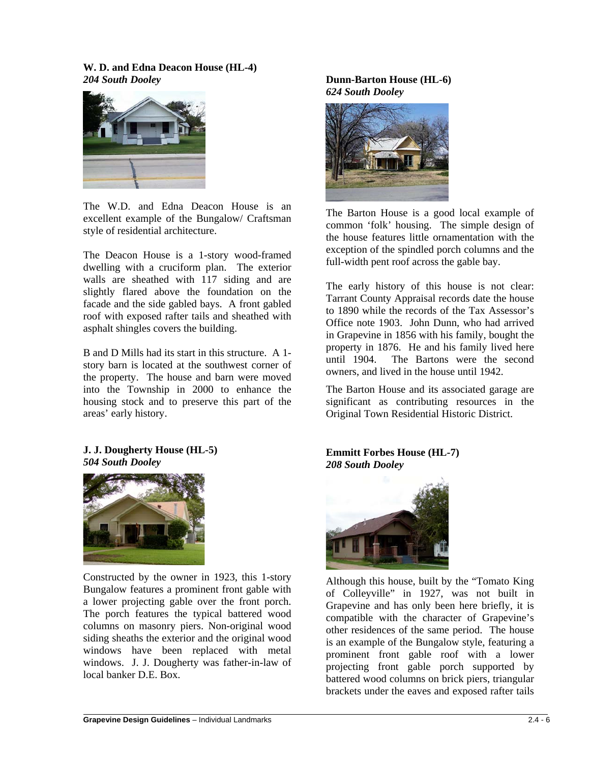**W. D. and Edna Deacon House (HL-4)**
***204 South Dooley***

The W.D. and Edna Deacon House is an excellent example of the Bungalow/ Craftsman style of residential architecture.

The Deacon House is a 1-story wood-framed dwelling with a cruciform plan. The exterior walls are sheathed with 117 siding and are slightly flared above the foundation on the facade and the side gabled bays. A front gabled roof with exposed rafter tails and sheathed with asphalt shingles covers the building.

B and D Mills had its start in this structure. A 1-story barn is located at the southwest corner of the property. The house and barn were moved into the Township in 2000 to enhance the housing stock and to preserve this part of the areas' early history.

**J. J. Dougherty House (HL-5)**
***504 South Dooley***

Constructed by the owner in 1923, this 1-story Bungalow features a prominent front gable with a lower projecting gable over the front porch. The porch features the typical battered wood columns on masonry piers. Non-original wood siding sheaths the exterior and the original wood windows have been replaced with metal windows. J. J. Dougherty was father-in-law of local banker D.E. Box.

**Dunn-Barton House (HL-6)**
***624 South Dooley***

The Barton House is a good local example of common 'folk' housing. The simple design of the house features little ornamentation with the exception of the spindled porch columns and the full-width pent roof across the gable bay.

The early history of this house is not clear: Tarrant County Appraisal records date the house to 1890 while the records of the Tax Assessor's Office note 1903. John Dunn, who had arrived in Grapevine in 1856 with his family, bought the property in 1876. He and his family lived here until 1904. The Bartons were the second owners, and lived in the house until 1942.

The Barton House and its associated garage are significant as contributing resources in the Original Town Residential Historic District.

**Emmitt Forbes House (HL-7)**
***208 South Dooley***

Although this house, built by the "Tomato King of Colleyville" in 1927, was not built in Grapevine and has only been here briefly, it is compatible with the character of Grapevine's other residences of the same period. The house is an example of the Bungalow style, featuring a prominent front gable roof with a lower projecting front gable porch supported by battered wood columns on brick piers, triangular brackets under the eaves and exposed rafter tails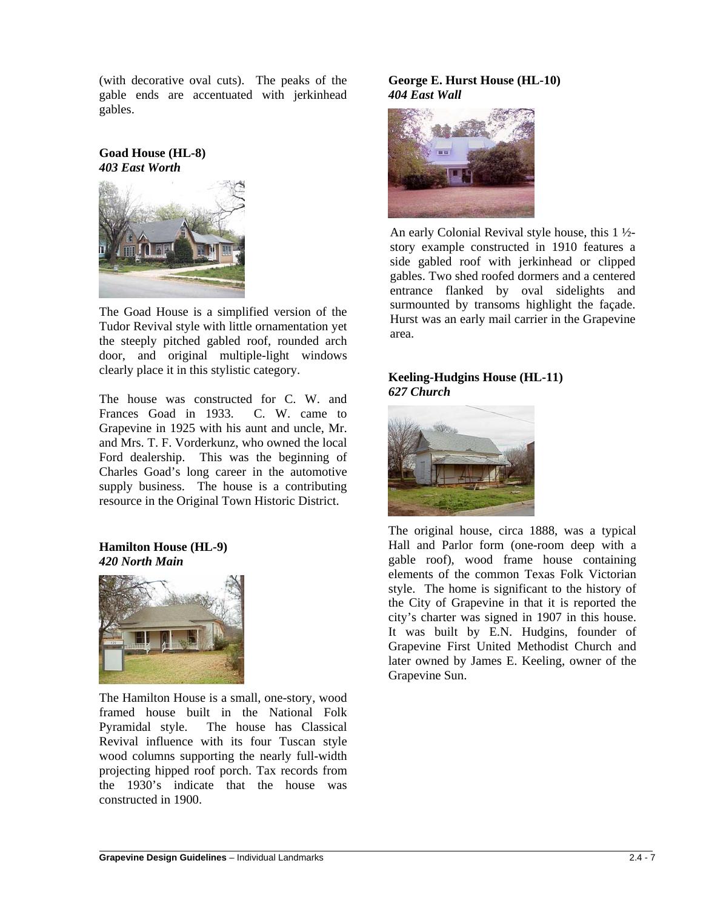(with decorative oval cuts). The peaks of the gable ends are accentuated with jerkinhead gables.

**Goad House (HL-8)**
***403 East Worth***

The Goad House is a simplified version of the Tudor Revival style with little ornamentation yet the steeply pitched gabled roof, rounded arch door, and original multiple-light windows clearly place it in this stylistic category.

The house was constructed for C. W. and Frances Goad in 1933. C. W. came to Grapevine in 1925 with his aunt and uncle, Mr. and Mrs. T. F. Vorderkunz, who owned the local Ford dealership. This was the beginning of Charles Goad's long career in the automotive supply business. The house is a contributing resource in the Original Town Historic District.

**Hamilton House (HL-9)**
***420 North Main***

The Hamilton House is a small, one-story, wood framed house built in the National Folk Pyramidal style. The house has Classical Revival influence with its four Tuscan style wood columns supporting the nearly full-width projecting hipped roof porch. Tax records from the 1930's indicate that the house was constructed in 1900.

**George E. Hurst House (HL-10)**
***404 East Wall***

An early Colonial Revival style house, this 1 ½-story example constructed in 1910 features a side gabled roof with jerkinhead or clipped gables. Two shed roofed dormers and a centered entrance flanked by oval sidelights and surmounted by transoms highlight the façade. Hurst was an early mail carrier in the Grapevine area.

**Keeling-Hudgins House (HL-11)**
***627 Church***

The original house, circa 1888, was a typical Hall and Parlor form (one-room deep with a gable roof), wood frame house containing elements of the common Texas Folk Victorian style. The home is significant to the history of the City of Grapevine in that it is reported the city's charter was signed in 1907 in this house. It was built by E.N. Hudgins, founder of Grapevine First United Methodist Church and later owned by James E. Keeling, owner of the Grapevine Sun.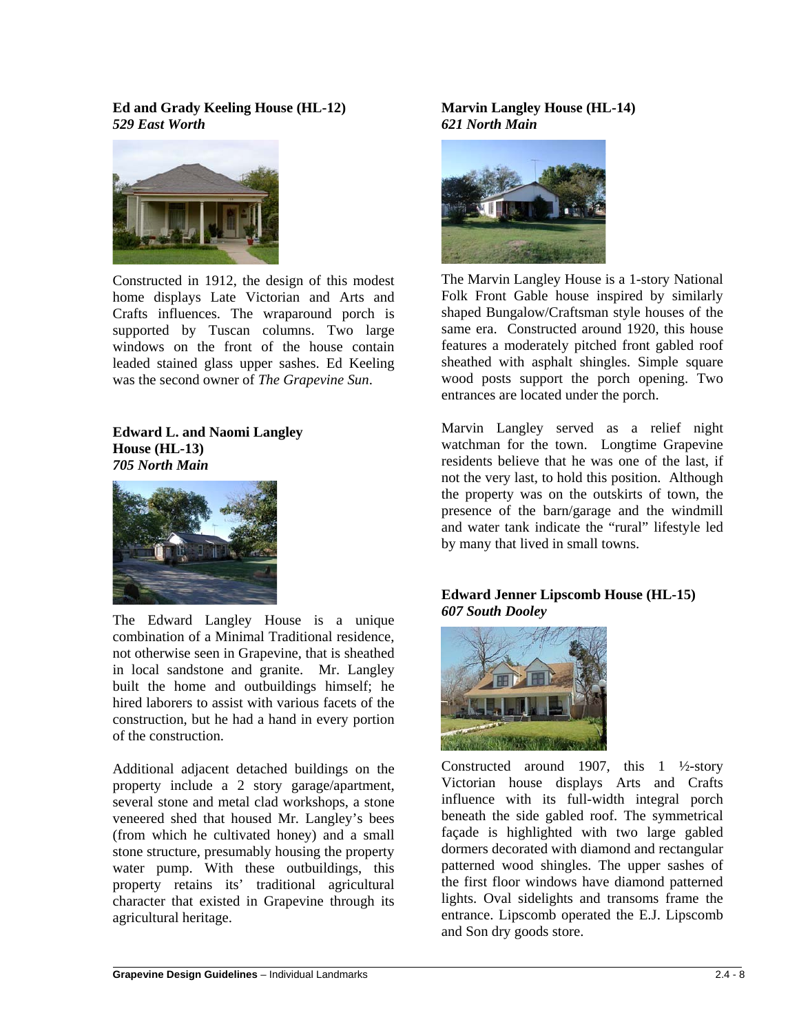**Ed and Grady Keeling House (HL-12)**
***529 East Worth***

Constructed in 1912, the design of this modest home displays Late Victorian and Arts and Crafts influences. The wraparound porch is supported by Tuscan columns. Two large windows on the front of the house contain leaded stained glass upper sashes. Ed Keeling was the second owner of *The Grapevine Sun*.

**Edward L. and Naomi Langley House (HL-13)**
***705 North Main***

The Edward Langley House is a unique combination of a Minimal Traditional residence, not otherwise seen in Grapevine, that is sheathed in local sandstone and granite. Mr. Langley built the home and outbuildings himself; he hired laborers to assist with various facets of the construction, but he had a hand in every portion of the construction.

Additional adjacent detached buildings on the property include a 2 story garage/apartment, several stone and metal clad workshops, a stone veneered shed that housed Mr. Langley's bees (from which he cultivated honey) and a small stone structure, presumably housing the property water pump. With these outbuildings, this property retains its' traditional agricultural character that existed in Grapevine through its agricultural heritage.

**Marvin Langley House (HL-14)**
***621 North Main***

The Marvin Langley House is a 1-story National Folk Front Gable house inspired by similarly shaped Bungalow/Craftsman style houses of the same era. Constructed around 1920, this house features a moderately pitched front gabled roof sheathed with asphalt shingles. Simple square wood posts support the porch opening. Two entrances are located under the porch.

Marvin Langley served as a relief night watchman for the town. Longtime Grapevine residents believe that he was one of the last, if not the very last, to hold this position. Although the property was on the outskirts of town, the presence of the barn/garage and the windmill and water tank indicate the "rural" lifestyle led by many that lived in small towns.

**Edward Jenner Lipscomb House (HL-15)**
***607 South Dooley***

Constructed around 1907, this 1 ½-story Victorian house displays Arts and Crafts influence with its full-width integral porch beneath the side gabled roof. The symmetrical façade is highlighted with two large gabled dormers decorated with diamond and rectangular patterned wood shingles. The upper sashes of the first floor windows have diamond patterned lights. Oval sidelights and transoms frame the entrance. Lipscomb operated the E.J. Lipscomb and Son dry goods store.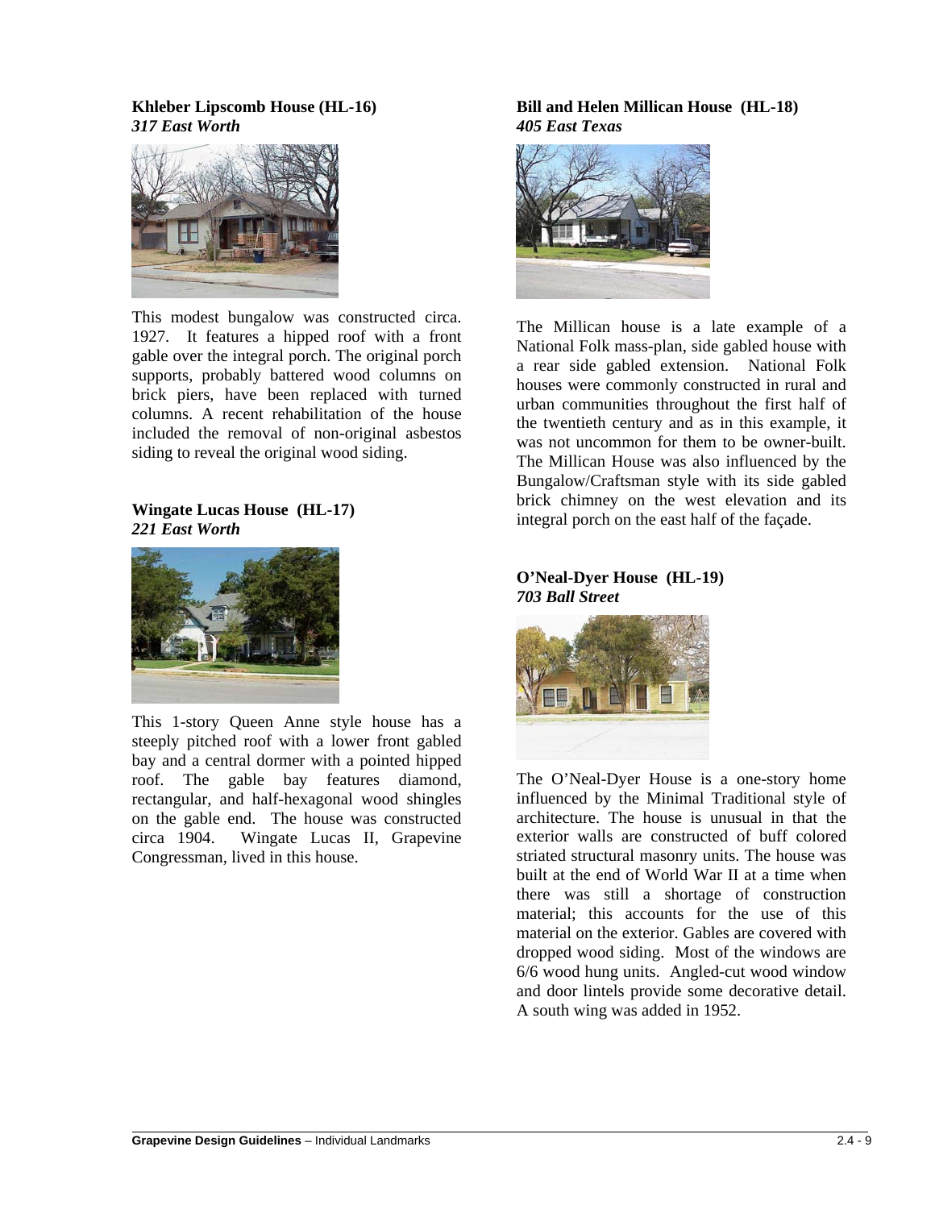**Khleber Lipscomb House (HL-16)**
***317 East Worth***

This modest bungalow was constructed circa. 1927. It features a hipped roof with a front gable over the integral porch. The original porch supports, probably battered wood columns on brick piers, have been replaced with turned columns. A recent rehabilitation of the house included the removal of non-original asbestos siding to reveal the original wood siding.

**Wingate Lucas House (HL-17)**
***221 East Worth***

This 1-story Queen Anne style house has a steeply pitched roof with a lower front gabled bay and a central dormer with a pointed hipped roof. The gable bay features diamond, rectangular, and half-hexagonal wood shingles on the gable end. The house was constructed circa 1904. Wingate Lucas II, Grapevine Congressman, lived in this house.

**Bill and Helen Millican House (HL-18)**
***405 East Texas***

The Millican house is a late example of a National Folk mass-plan, side gabled house with a rear side gabled extension. National Folk houses were commonly constructed in rural and urban communities throughout the first half of the twentieth century and as in this example, it was not uncommon for them to be owner-built. The Millican House was also influenced by the Bungalow/Craftsman style with its side gabled brick chimney on the west elevation and its integral porch on the east half of the façade.

**O'Neal-Dyer House (HL-19)**
***703 Ball Street***

The O'Neal-Dyer House is a one-story home influenced by the Minimal Traditional style of architecture. The house is unusual in that the exterior walls are constructed of buff colored striated structural masonry units. The house was built at the end of World War II at a time when there was still a shortage of construction material; this accounts for the use of this material on the exterior. Gables are covered with dropped wood siding. Most of the windows are 6/6 wood hung units. Angled-cut wood window and door lintels provide some decorative detail. A south wing was added in 1952.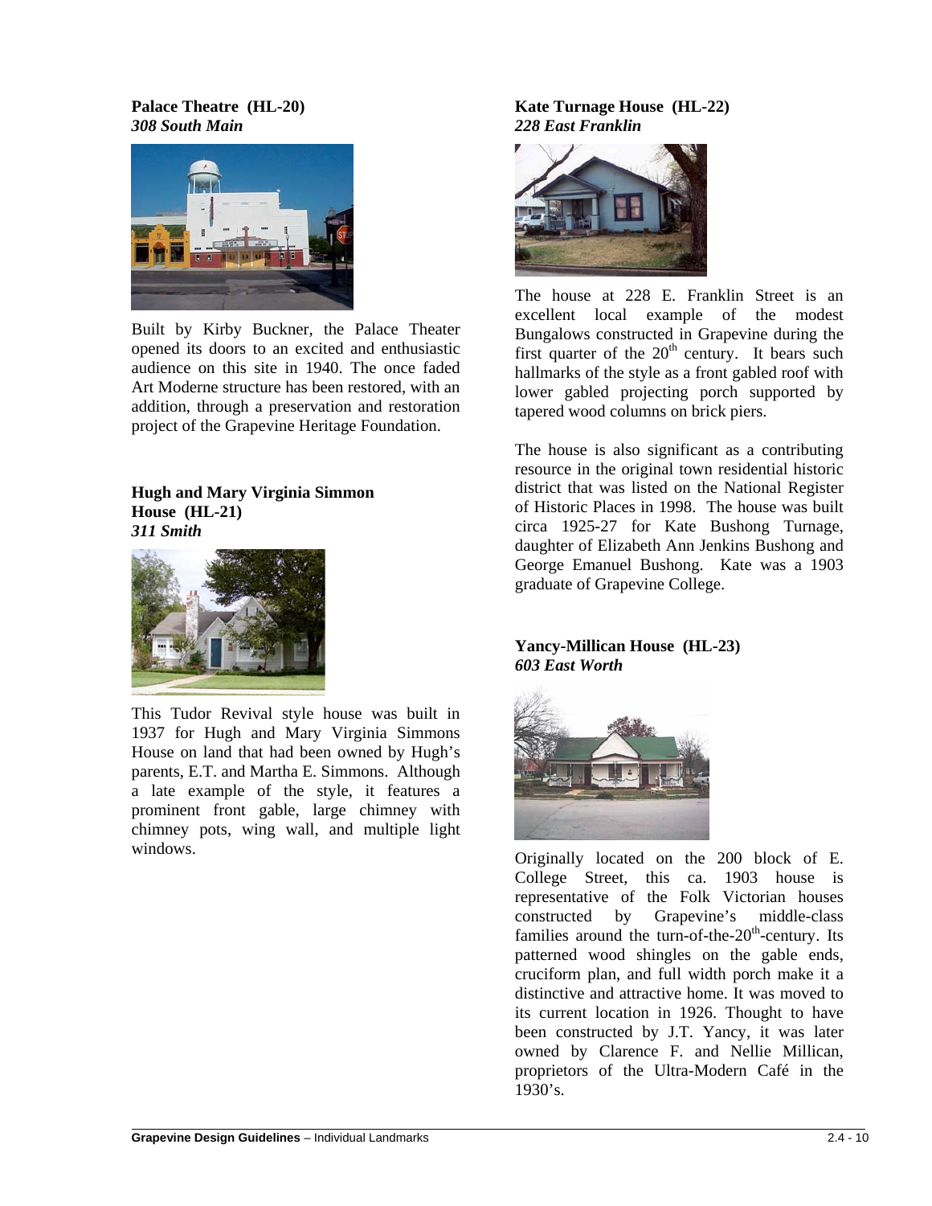**Palace Theatre (HL-20)**
***308 South Main***

Built by Kirby Buckner, the Palace Theater opened its doors to an excited and enthusiastic audience on this site in 1940. The once faded Art Moderne structure has been restored, with an addition, through a preservation and restoration project of the Grapevine Heritage Foundation.

**Hugh and Mary Virginia Simmon House (HL-21)**
***311 Smith***

This Tudor Revival style house was built in 1937 for Hugh and Mary Virginia Simmons House on land that had been owned by Hugh's parents, E.T. and Martha E. Simmons. Although a late example of the style, it features a prominent front gable, large chimney with chimney pots, wing wall, and multiple light windows.

**Kate Turnage House (HL-22)**
***228 East Franklin***

The house at 228 E. Franklin Street is an excellent local example of the modest Bungalows constructed in Grapevine during the first quarter of the 20th century. It bears such hallmarks of the style as a front gabled roof with lower gabled projecting porch supported by tapered wood columns on brick piers.

The house is also significant as a contributing resource in the original town residential historic district that was listed on the National Register of Historic Places in 1998. The house was built circa 1925-27 for Kate Bushong Turnage, daughter of Elizabeth Ann Jenkins Bushong and George Emanuel Bushong. Kate was a 1903 graduate of Grapevine College.

**Yancy-Millican House (HL-23)**
***603 East Worth***

Originally located on the 200 block of E. College Street, this ca. 1903 house is representative of the Folk Victorian houses constructed by Grapevine's middle-class families around the turn-of-the-20th-century. Its patterned wood shingles on the gable ends, cruciform plan, and full width porch make it a distinctive and attractive home. It was moved to its current location in 1926. Thought to have been constructed by J.T. Yancy, it was later owned by Clarence F. and Nellie Millican, proprietors of the Ultra-Modern Café in the 1930's.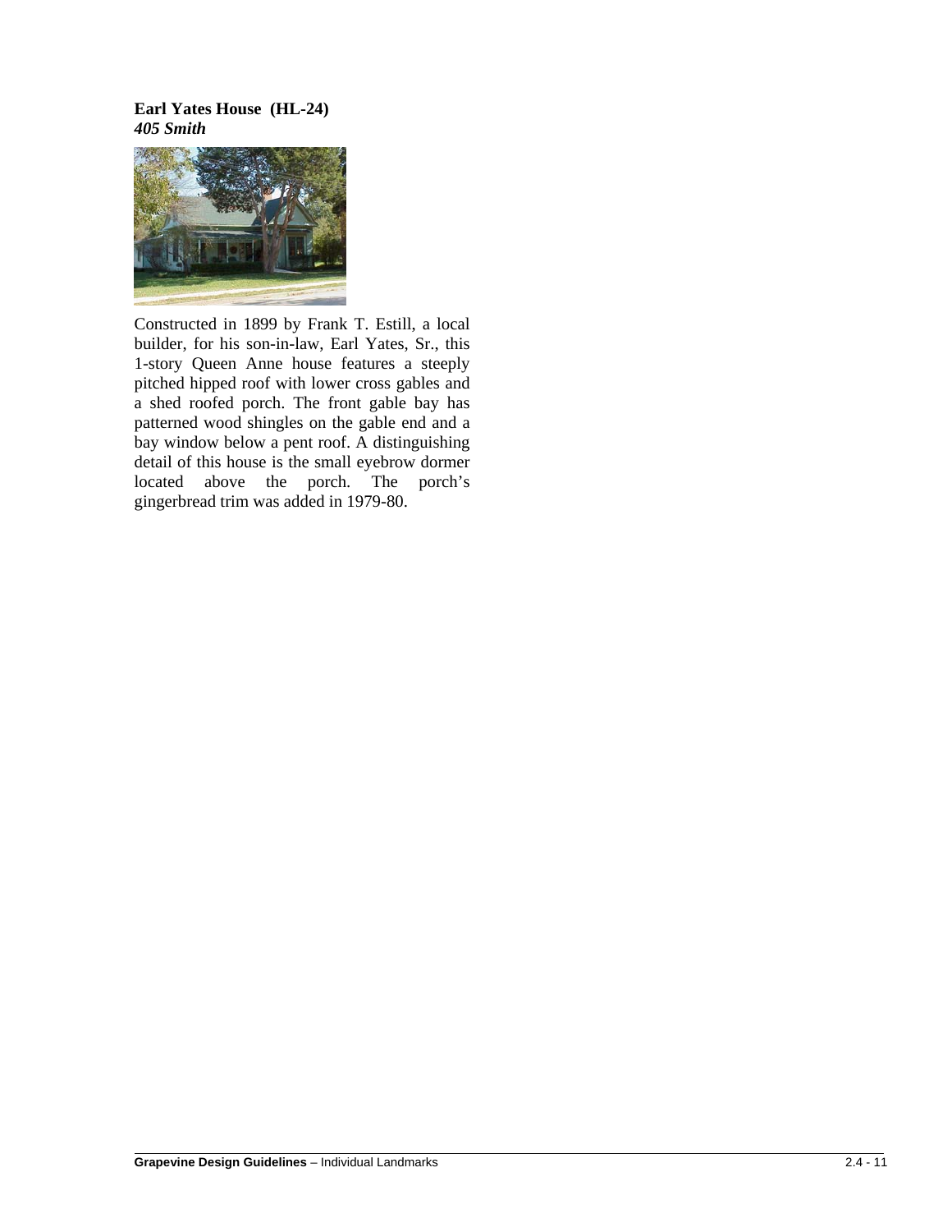**Earl Yates House (HL-24)**
***405 Smith***

Constructed in 1899 by Frank T. Estill, a local builder, for his son-in-law, Earl Yates, Sr., this 1-story Queen Anne house features a steeply pitched hipped roof with lower cross gables and a shed roofed porch. The front gable bay has patterned wood shingles on the gable end and a bay window below a pent roof. A distinguishing detail of this house is the small eyebrow dormer located above the porch. The porch's gingerbread trim was added in 1979-80.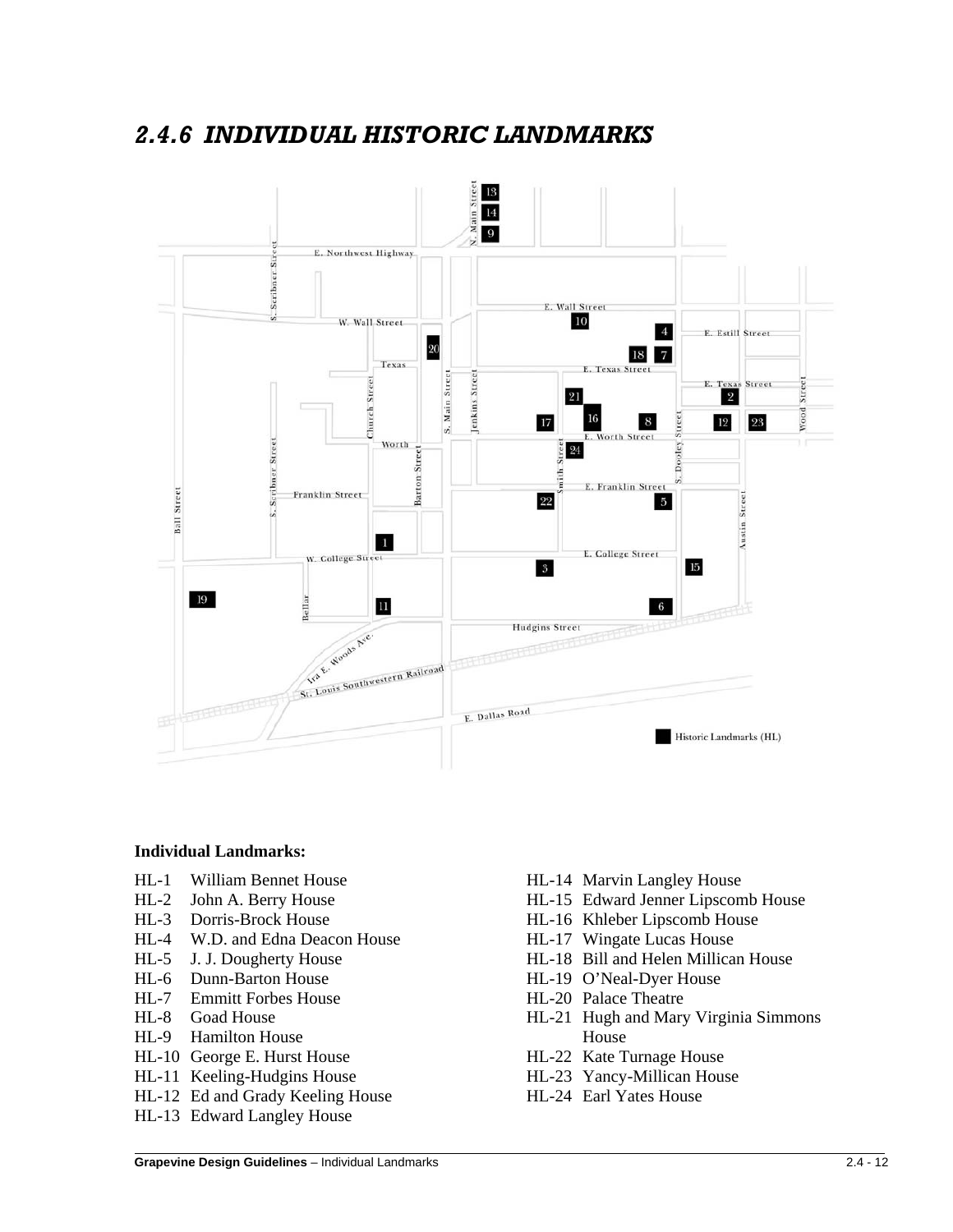## *2.4.6 INDIVIDUAL HISTORIC LANDMARKS*

**Individual Landmarks:**

- HL-1 William Bennet House
- HL-2 John A. Berry House
- HL-3 Dorris-Brock House
- HL-4 W.D. and Edna Deacon House
- HL-5 J. J. Dougherty House
- HL-6 Dunn-Barton House
- HL-7 Emmitt Forbes House
- HL-8 Goad House
- HL-9 Hamilton House
- HL-10 George E. Hurst House
- HL-11 Keeling-Hudgins House
- HL-12 Ed and Grady Keeling House
- HL-13 Edward Langley House
- HL-14 Marvin Langley House
- HL-15 Edward Jenner Lipscomb House
- HL-16 Khleber Lipscomb House
- HL-17 Wingate Lucas House
- HL-18 Bill and Helen Millican House
- HL-19 O'Neal-Dyer House
- HL-20 Palace Theatre
- HL-21 Hugh and Mary Virginia Simmons House
- HL-22 Kate Turnage House
- HL-23 Yancy-Millican House
- HL-24 Earl Yates House